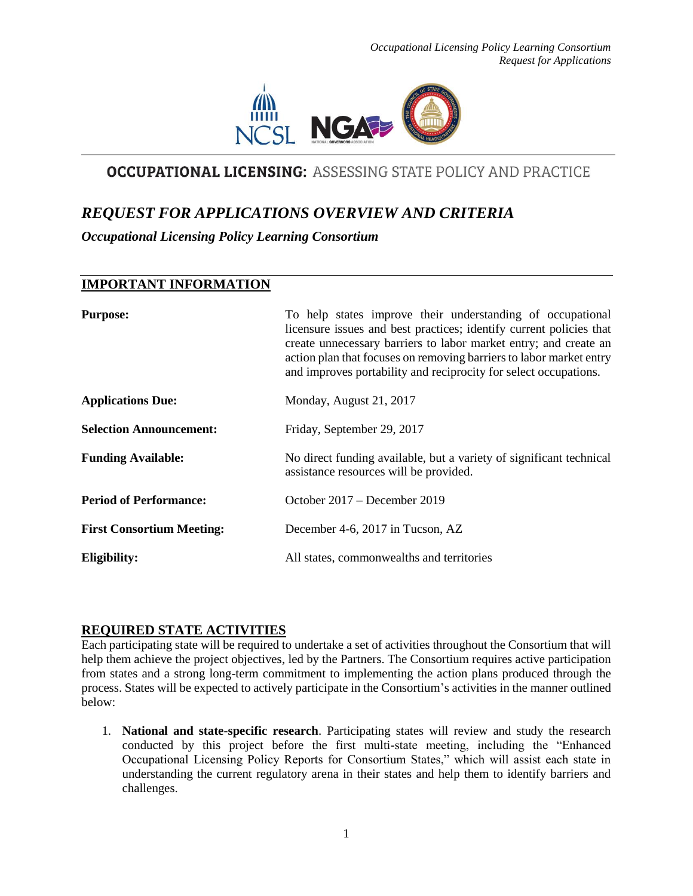# OCCUPATIONAL LICENSING: ASSESSING STATE POLICY AND PRACTICE

## *REQUEST FOR APPLICATIONS OVERVIEW AND CRITERIA*

***Occupational Licensing Policy Learning Consortium***

### IMPORTANT INFORMATION

| | |
|---|---|
| **Purpose:** | To help states improve their understanding of occupational licensure issues and best practices; identify current policies that create unnecessary barriers to labor market entry; and create an action plan that focuses on removing barriers to labor market entry and improves portability and reciprocity for select occupations. |
| **Applications Due:** | Monday, August 21, 2017 |
| **Selection Announcement:** | Friday, September 29, 2017 |
| **Funding Available:** | No direct funding available, but a variety of significant technical assistance resources will be provided. |
| **Period of Performance:** | October 2017 – December 2019 |
| **First Consortium Meeting:** | December 4-6, 2017 in Tucson, AZ |
| **Eligibility:** | All states, commonwealths and territories |

### REQUIRED STATE ACTIVITIES

Each participating state will be required to undertake a set of activities throughout the Consortium that will help them achieve the project objectives, led by the Partners. The Consortium requires active participation from states and a strong long-term commitment to implementing the action plans produced through the process. States will be expected to actively participate in the Consortium's activities in the manner outlined below:

1. **National and state-specific research**. Participating states will review and study the research conducted by this project before the first multi-state meeting, including the "Enhanced Occupational Licensing Policy Reports for Consortium States," which will assist each state in understanding the current regulatory arena in their states and help them to identify barriers and challenges.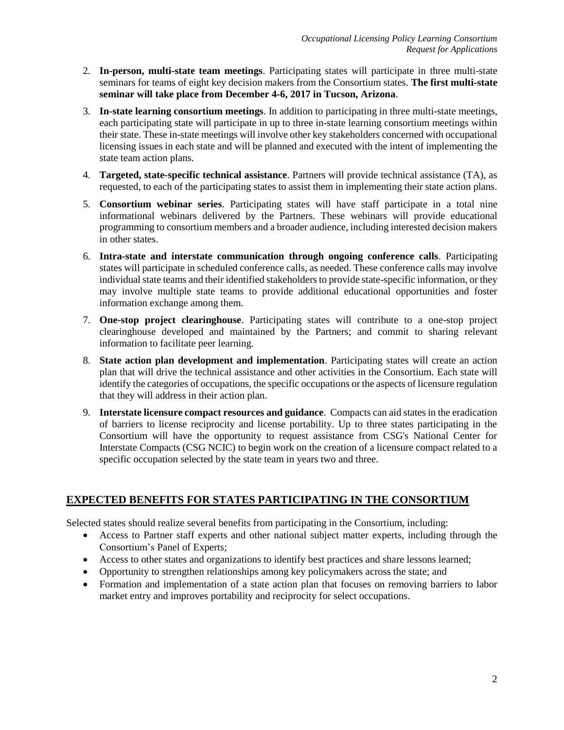2. **In-person, multi-state team meetings**. Participating states will participate in three multi-state seminars for teams of eight key decision makers from the Consortium states. **The first multi-state seminar will take place from December 4-6, 2017 in Tucson, Arizona**.
3. **In-state learning consortium meetings**. In addition to participating in three multi-state meetings, each participating state will participate in up to three in-state learning consortium meetings within their state. These in-state meetings will involve other key stakeholders concerned with occupational licensing issues in each state and will be planned and executed with the intent of implementing the state team action plans.
4. **Targeted, state-specific technical assistance**. Partners will provide technical assistance (TA), as requested, to each of the participating states to assist them in implementing their state action plans.
5. **Consortium webinar series**. Participating states will have staff participate in a total nine informational webinars delivered by the Partners. These webinars will provide educational programming to consortium members and a broader audience, including interested decision makers in other states.
6. **Intra-state and interstate communication through ongoing conference calls**. Participating states will participate in scheduled conference calls, as needed. These conference calls may involve individual state teams and their identified stakeholders to provide state-specific information, or they may involve multiple state teams to provide additional educational opportunities and foster information exchange among them.
7. **One-stop project clearinghouse**. Participating states will contribute to a one-stop project clearinghouse developed and maintained by the Partners; and commit to sharing relevant information to facilitate peer learning.
8. **State action plan development and implementation**. Participating states will create an action plan that will drive the technical assistance and other activities in the Consortium. Each state will identify the categories of occupations, the specific occupations or the aspects of licensure regulation that they will address in their action plan.
9. **Interstate licensure compact resources and guidance**. Compacts can aid states in the eradication of barriers to license reciprocity and license portability. Up to three states participating in the Consortium will have the opportunity to request assistance from CSG's National Center for Interstate Compacts (CSG NCIC) to begin work on the creation of a licensure compact related to a specific occupation selected by the state team in years two and three.

## EXPECTED BENEFITS FOR STATES PARTICIPATING IN THE CONSORTIUM

Selected states should realize several benefits from participating in the Consortium, including:

- Access to Partner staff experts and other national subject matter experts, including through the Consortium's Panel of Experts;
- Access to other states and organizations to identify best practices and share lessons learned;
- Opportunity to strengthen relationships among key policymakers across the state; and
- Formation and implementation of a state action plan that focuses on removing barriers to labor market entry and improves portability and reciprocity for select occupations.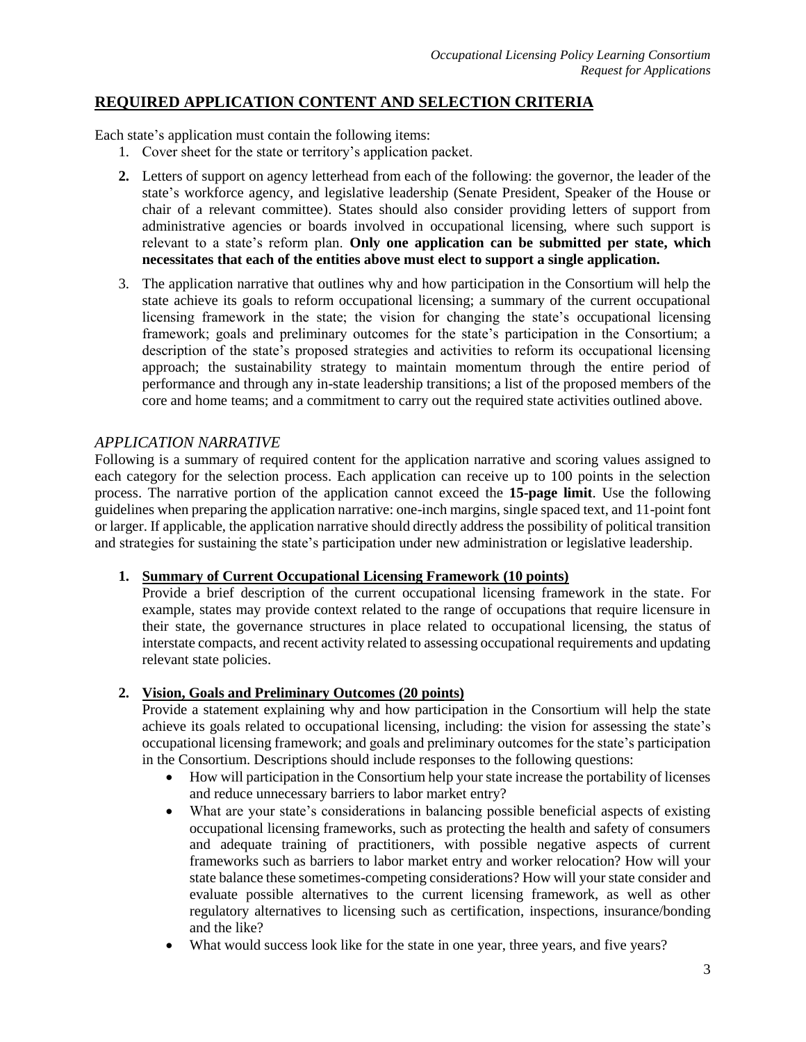## REQUIRED APPLICATION CONTENT AND SELECTION CRITERIA

Each state's application must contain the following items:

1. Cover sheet for the state or territory's application packet.
2. Letters of support on agency letterhead from each of the following: the governor, the leader of the state's workforce agency, and legislative leadership (Senate President, Speaker of the House or chair of a relevant committee). States should also consider providing letters of support from administrative agencies or boards involved in occupational licensing, where such support is relevant to a state's reform plan. **Only one application can be submitted per state, which necessitates that each of the entities above must elect to support a single application.**
3. The application narrative that outlines why and how participation in the Consortium will help the state achieve its goals to reform occupational licensing; a summary of the current occupational licensing framework in the state; the vision for changing the state's occupational licensing framework; goals and preliminary outcomes for the state's participation in the Consortium; a description of the state's proposed strategies and activities to reform its occupational licensing approach; the sustainability strategy to maintain momentum through the entire period of performance and through any in-state leadership transitions; a list of the proposed members of the core and home teams; and a commitment to carry out the required state activities outlined above.

### *APPLICATION NARRATIVE*

Following is a summary of required content for the application narrative and scoring values assigned to each category for the selection process. Each application can receive up to 100 points in the selection process. The narrative portion of the application cannot exceed the **15-page limit**. Use the following guidelines when preparing the application narrative: one-inch margins, single spaced text, and 11-point font or larger. If applicable, the application narrative should directly address the possibility of political transition and strategies for sustaining the state's participation under new administration or legislative leadership.

1. **Summary of Current Occupational Licensing Framework (10 points)**
   Provide a brief description of the current occupational licensing framework in the state. For example, states may provide context related to the range of occupations that require licensure in their state, the governance structures in place related to occupational licensing, the status of interstate compacts, and recent activity related to assessing occupational requirements and updating relevant state policies.

2. **Vision, Goals and Preliminary Outcomes (20 points)**
   Provide a statement explaining why and how participation in the Consortium will help the state achieve its goals related to occupational licensing, including: the vision for assessing the state's occupational licensing framework; and goals and preliminary outcomes for the state's participation in the Consortium. Descriptions should include responses to the following questions:
   - How will participation in the Consortium help your state increase the portability of licenses and reduce unnecessary barriers to labor market entry?
   - What are your state's considerations in balancing possible beneficial aspects of existing occupational licensing frameworks, such as protecting the health and safety of consumers and adequate training of practitioners, with possible negative aspects of current frameworks such as barriers to labor market entry and worker relocation? How will your state balance these sometimes-competing considerations? How will your state consider and evaluate possible alternatives to the current licensing framework, as well as other regulatory alternatives to licensing such as certification, inspections, insurance/bonding and the like?
   - What would success look like for the state in one year, three years, and five years?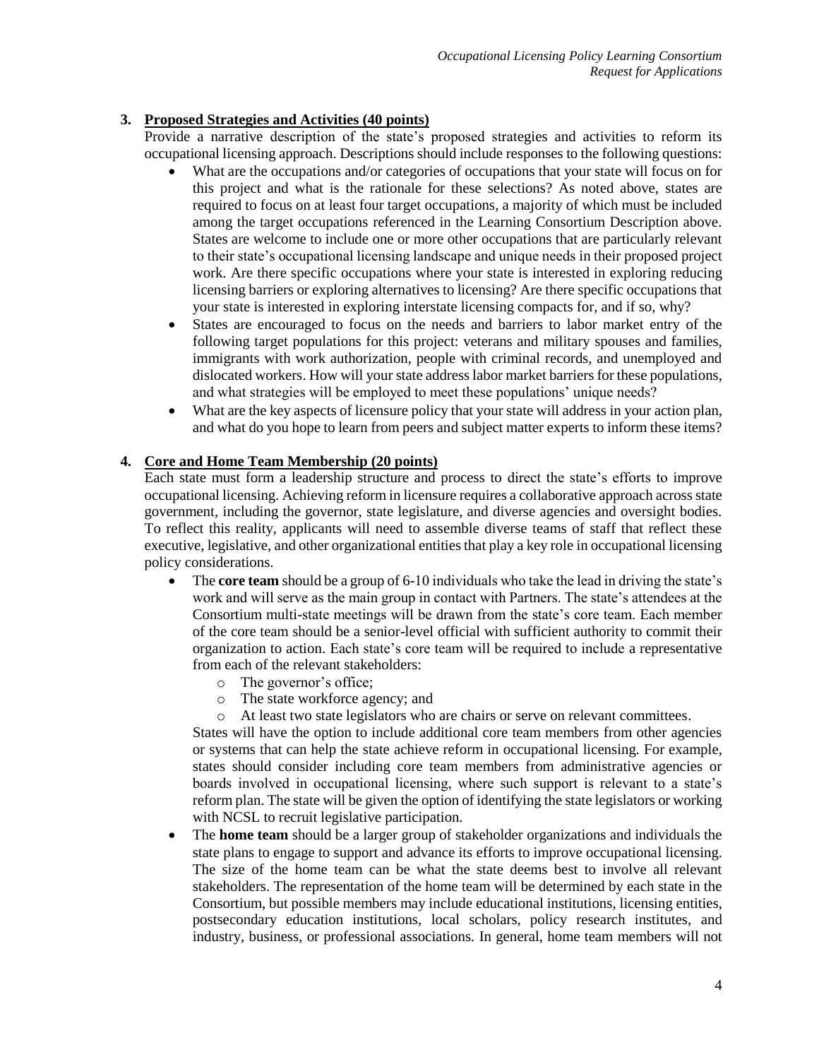3. **Proposed Strategies and Activities (40 points)**

   Provide a narrative description of the state's proposed strategies and activities to reform its occupational licensing approach. Descriptions should include responses to the following questions:

   - What are the occupations and/or categories of occupations that your state will focus on for this project and what is the rationale for these selections? As noted above, states are required to focus on at least four target occupations, a majority of which must be included among the target occupations referenced in the Learning Consortium Description above. States are welcome to include one or more other occupations that are particularly relevant to their state's occupational licensing landscape and unique needs in their proposed project work. Are there specific occupations where your state is interested in exploring reducing licensing barriers or exploring alternatives to licensing? Are there specific occupations that your state is interested in exploring interstate licensing compacts for, and if so, why?
   - States are encouraged to focus on the needs and barriers to labor market entry of the following target populations for this project: veterans and military spouses and families, immigrants with work authorization, people with criminal records, and unemployed and dislocated workers. How will your state address labor market barriers for these populations, and what strategies will be employed to meet these populations' unique needs?
   - What are the key aspects of licensure policy that your state will address in your action plan, and what do you hope to learn from peers and subject matter experts to inform these items?

4. **Core and Home Team Membership (20 points)**

   Each state must form a leadership structure and process to direct the state's efforts to improve occupational licensing. Achieving reform in licensure requires a collaborative approach across state government, including the governor, state legislature, and diverse agencies and oversight bodies. To reflect this reality, applicants will need to assemble diverse teams of staff that reflect these executive, legislative, and other organizational entities that play a key role in occupational licensing policy considerations.

   - The **core team** should be a group of 6-10 individuals who take the lead in driving the state's work and will serve as the main group in contact with Partners. The state's attendees at the Consortium multi-state meetings will be drawn from the state's core team. Each member of the core team should be a senior-level official with sufficient authority to commit their organization to action. Each state's core team will be required to include a representative from each of the relevant stakeholders:
     - The governor's office;
     - The state workforce agency; and
     - At least two state legislators who are chairs or serve on relevant committees.

     States will have the option to include additional core team members from other agencies or systems that can help the state achieve reform in occupational licensing. For example, states should consider including core team members from administrative agencies or boards involved in occupational licensing, where such support is relevant to a state's reform plan. The state will be given the option of identifying the state legislators or working with NCSL to recruit legislative participation.
   - The **home team** should be a larger group of stakeholder organizations and individuals the state plans to engage to support and advance its efforts to improve occupational licensing. The size of the home team can be what the state deems best to involve all relevant stakeholders. The representation of the home team will be determined by each state in the Consortium, but possible members may include educational institutions, licensing entities, postsecondary education institutions, local scholars, policy research institutes, and industry, business, or professional associations. In general, home team members will not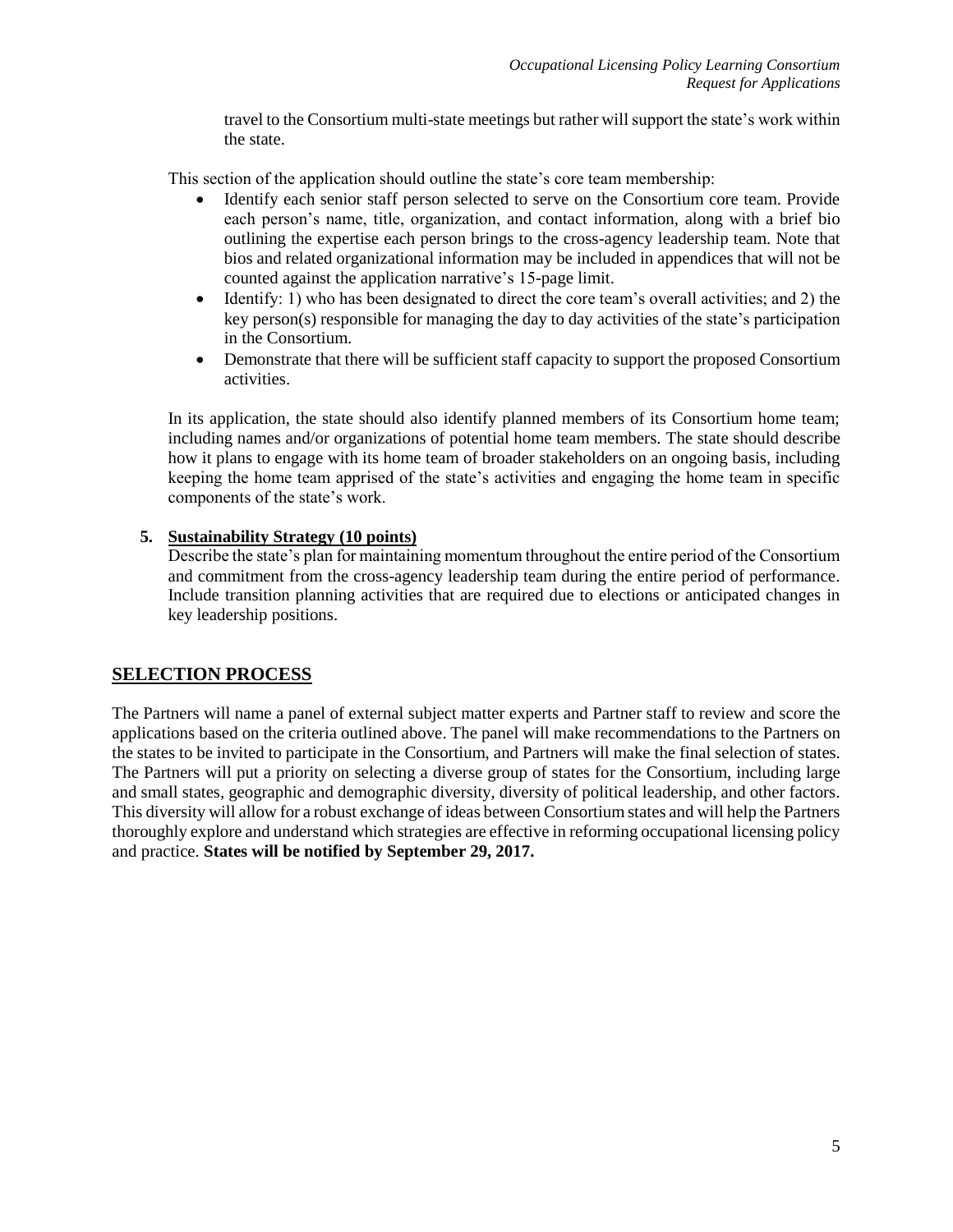travel to the Consortium multi-state meetings but rather will support the state's work within the state.

This section of the application should outline the state's core team membership:

- Identify each senior staff person selected to serve on the Consortium core team. Provide each person's name, title, organization, and contact information, along with a brief bio outlining the expertise each person brings to the cross-agency leadership team. Note that bios and related organizational information may be included in appendices that will not be counted against the application narrative's 15-page limit.
- Identify: 1) who has been designated to direct the core team's overall activities; and 2) the key person(s) responsible for managing the day to day activities of the state's participation in the Consortium.
- Demonstrate that there will be sufficient staff capacity to support the proposed Consortium activities.

In its application, the state should also identify planned members of its Consortium home team; including names and/or organizations of potential home team members. The state should describe how it plans to engage with its home team of broader stakeholders on an ongoing basis, including keeping the home team apprised of the state's activities and engaging the home team in specific components of the state's work.

5. **Sustainability Strategy (10 points)**

   Describe the state's plan for maintaining momentum throughout the entire period of the Consortium and commitment from the cross-agency leadership team during the entire period of performance. Include transition planning activities that are required due to elections or anticipated changes in key leadership positions.

## SELECTION PROCESS

The Partners will name a panel of external subject matter experts and Partner staff to review and score the applications based on the criteria outlined above. The panel will make recommendations to the Partners on the states to be invited to participate in the Consortium, and Partners will make the final selection of states. The Partners will put a priority on selecting a diverse group of states for the Consortium, including large and small states, geographic and demographic diversity, diversity of political leadership, and other factors. This diversity will allow for a robust exchange of ideas between Consortium states and will help the Partners thoroughly explore and understand which strategies are effective in reforming occupational licensing policy and practice. **States will be notified by September 29, 2017.**